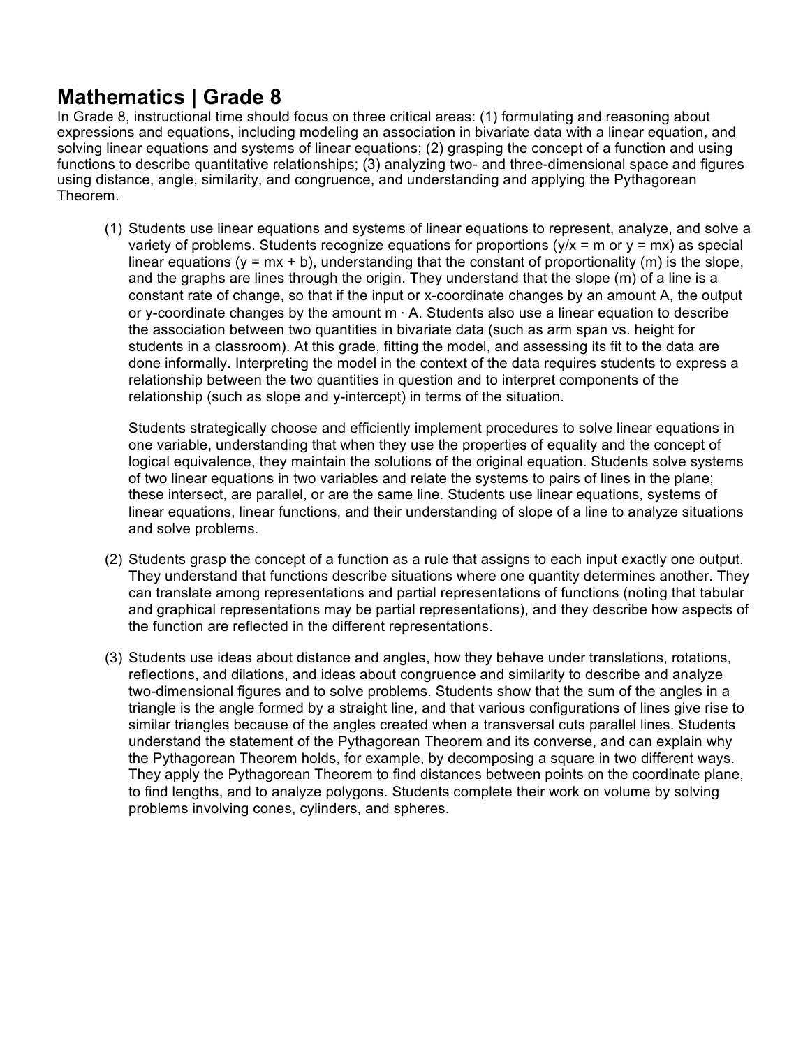# Mathematics | Grade 8

In Grade 8, instructional time should focus on three critical areas: (1) formulating and reasoning about expressions and equations, including modeling an association in bivariate data with a linear equation, and solving linear equations and systems of linear equations; (2) grasping the concept of a function and using functions to describe quantitative relationships; (3) analyzing two- and three-dimensional space and figures using distance, angle, similarity, and congruence, and understanding and applying the Pythagorean Theorem.

(1) Students use linear equations and systems of linear equations to represent, analyze, and solve a variety of problems. Students recognize equations for proportions ($y/x = m$ or $y = mx$) as special linear equations ($y = mx + b$), understanding that the constant of proportionality ($m$) is the slope, and the graphs are lines through the origin. They understand that the slope ($m$) of a line is a constant rate of change, so that if the input or x-coordinate changes by an amount A, the output or y-coordinate changes by the amount $m \cdot A$. Students also use a linear equation to describe the association between two quantities in bivariate data (such as arm span vs. height for students in a classroom). At this grade, fitting the model, and assessing its fit to the data are done informally. Interpreting the model in the context of the data requires students to express a relationship between the two quantities in question and to interpret components of the relationship (such as slope and y-intercept) in terms of the situation.

Students strategically choose and efficiently implement procedures to solve linear equations in one variable, understanding that when they use the properties of equality and the concept of logical equivalence, they maintain the solutions of the original equation. Students solve systems of two linear equations in two variables and relate the systems to pairs of lines in the plane; these intersect, are parallel, or are the same line. Students use linear equations, systems of linear equations, linear functions, and their understanding of slope of a line to analyze situations and solve problems.

(2) Students grasp the concept of a function as a rule that assigns to each input exactly one output. They understand that functions describe situations where one quantity determines another. They can translate among representations and partial representations of functions (noting that tabular and graphical representations may be partial representations), and they describe how aspects of the function are reflected in the different representations.

(3) Students use ideas about distance and angles, how they behave under translations, rotations, reflections, and dilations, and ideas about congruence and similarity to describe and analyze two-dimensional figures and to solve problems. Students show that the sum of the angles in a triangle is the angle formed by a straight line, and that various configurations of lines give rise to similar triangles because of the angles created when a transversal cuts parallel lines. Students understand the statement of the Pythagorean Theorem and its converse, and can explain why the Pythagorean Theorem holds, for example, by decomposing a square in two different ways. They apply the Pythagorean Theorem to find distances between points on the coordinate plane, to find lengths, and to analyze polygons. Students complete their work on volume by solving problems involving cones, cylinders, and spheres.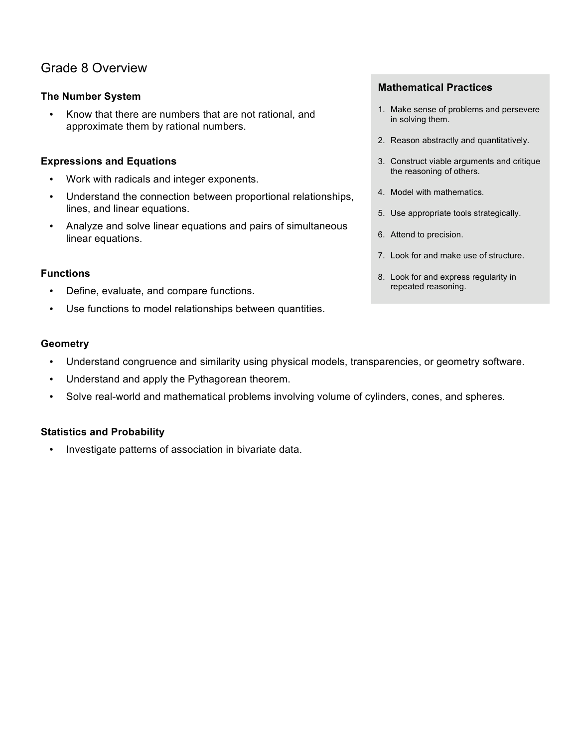# Grade 8 Overview

### The Number System

- Know that there are numbers that are not rational, and approximate them by rational numbers.

### Expressions and Equations

- Work with radicals and integer exponents.
- Understand the connection between proportional relationships, lines, and linear equations.
- Analyze and solve linear equations and pairs of simultaneous linear equations.

### Functions

- Define, evaluate, and compare functions.
- Use functions to model relationships between quantities.

### Geometry

- Understand congruence and similarity using physical models, transparencies, or geometry software.
- Understand and apply the Pythagorean theorem.
- Solve real-world and mathematical problems involving volume of cylinders, cones, and spheres.

### Statistics and Probability

- Investigate patterns of association in bivariate data.

### Mathematical Practices

1. Make sense of problems and persevere in solving them.
2. Reason abstractly and quantitatively.
3. Construct viable arguments and critique the reasoning of others.
4. Model with mathematics.
5. Use appropriate tools strategically.
6. Attend to precision.
7. Look for and make use of structure.
8. Look for and express regularity in repeated reasoning.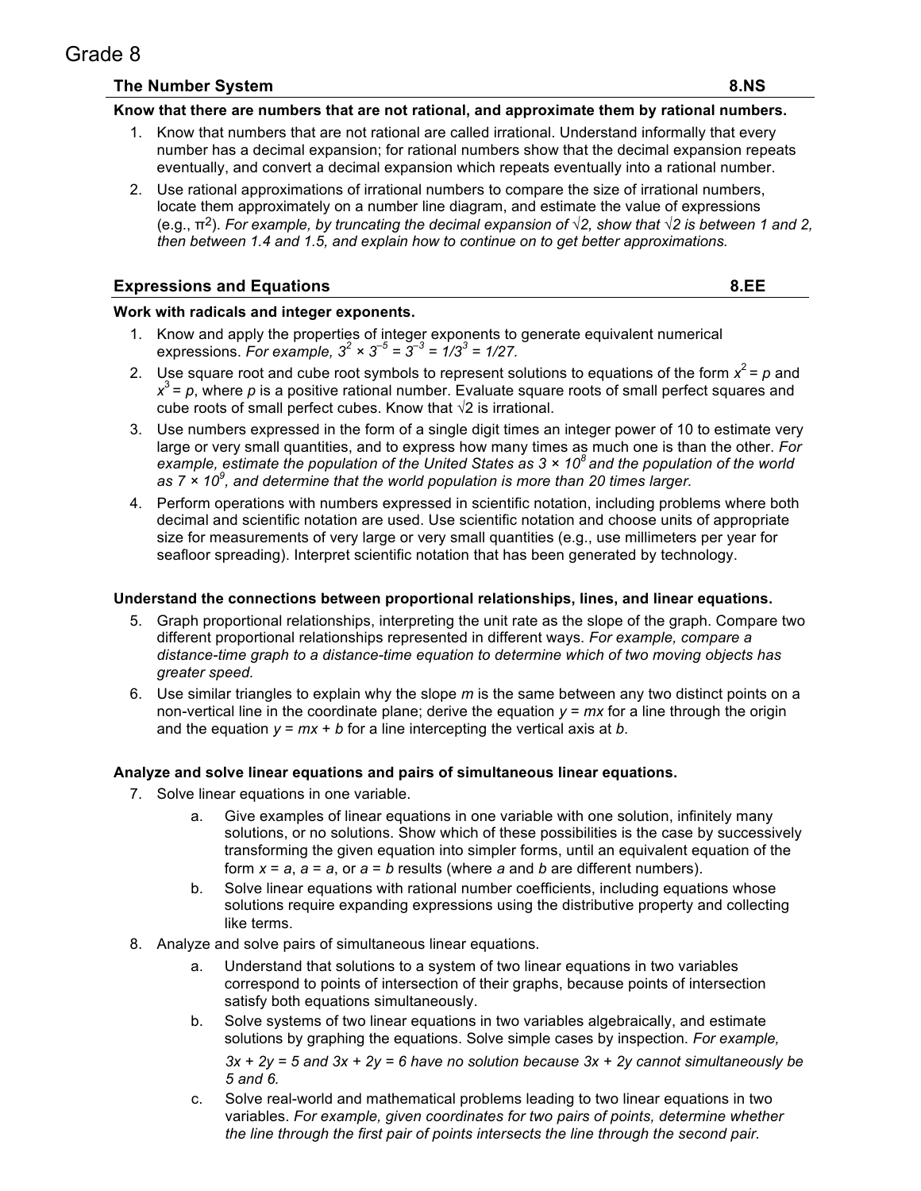# Grade 8

## The Number System — 8.NS

**Know that there are numbers that are not rational, and approximate them by rational numbers.**

1. Know that numbers that are not rational are called irrational. Understand informally that every number has a decimal expansion; for rational numbers show that the decimal expansion repeats eventually, and convert a decimal expansion which repeats eventually into a rational number.
2. Use rational approximations of irrational numbers to compare the size of irrational numbers, locate them approximately on a number line diagram, and estimate the value of expressions (e.g., $\pi^2$). *For example, by truncating the decimal expansion of $\sqrt{2}$, show that $\sqrt{2}$ is between 1 and 2, then between 1.4 and 1.5, and explain how to continue on to get better approximations.*

## Expressions and Equations — 8.EE

**Work with radicals and integer exponents.**

1. Know and apply the properties of integer exponents to generate equivalent numerical expressions. *For example, $3^2 \times 3^{-5} = 3^{-3} = 1/3^3 = 1/27$.*
2. Use square root and cube root symbols to represent solutions to equations of the form $x^2 = p$ and $x^3 = p$, where $p$ is a positive rational number. Evaluate square roots of small perfect squares and cube roots of small perfect cubes. Know that $\sqrt{2}$ is irrational.
3. Use numbers expressed in the form of a single digit times an integer power of 10 to estimate very large or very small quantities, and to express how many times as much one is than the other. *For example, estimate the population of the United States as $3 \times 10^8$ and the population of the world as $7 \times 10^9$, and determine that the world population is more than 20 times larger.*
4. Perform operations with numbers expressed in scientific notation, including problems where both decimal and scientific notation are used. Use scientific notation and choose units of appropriate size for measurements of very large or very small quantities (e.g., use millimeters per year for seafloor spreading). Interpret scientific notation that has been generated by technology.

**Understand the connections between proportional relationships, lines, and linear equations.**

5. Graph proportional relationships, interpreting the unit rate as the slope of the graph. Compare two different proportional relationships represented in different ways. *For example, compare a distance-time graph to a distance-time equation to determine which of two moving objects has greater speed.*
6. Use similar triangles to explain why the slope $m$ is the same between any two distinct points on a non-vertical line in the coordinate plane; derive the equation $y = mx$ for a line through the origin and the equation $y = mx + b$ for a line intercepting the vertical axis at $b$.

**Analyze and solve linear equations and pairs of simultaneous linear equations.**

7. Solve linear equations in one variable.
   a. Give examples of linear equations in one variable with one solution, infinitely many solutions, or no solutions. Show which of these possibilities is the case by successively transforming the given equation into simpler forms, until an equivalent equation of the form $x = a$, $a = a$, or $a = b$ results (where $a$ and $b$ are different numbers).
   b. Solve linear equations with rational number coefficients, including equations whose solutions require expanding expressions using the distributive property and collecting like terms.
8. Analyze and solve pairs of simultaneous linear equations.
   a. Understand that solutions to a system of two linear equations in two variables correspond to points of intersection of their graphs, because points of intersection satisfy both equations simultaneously.
   b. Solve systems of two linear equations in two variables algebraically, and estimate solutions by graphing the equations. Solve simple cases by inspection. *For example, $3x + 2y = 5$ and $3x + 2y = 6$ have no solution because $3x + 2y$ cannot simultaneously be 5 and 6.*
   c. Solve real-world and mathematical problems leading to two linear equations in two variables. *For example, given coordinates for two pairs of points, determine whether the line through the first pair of points intersects the line through the second pair.*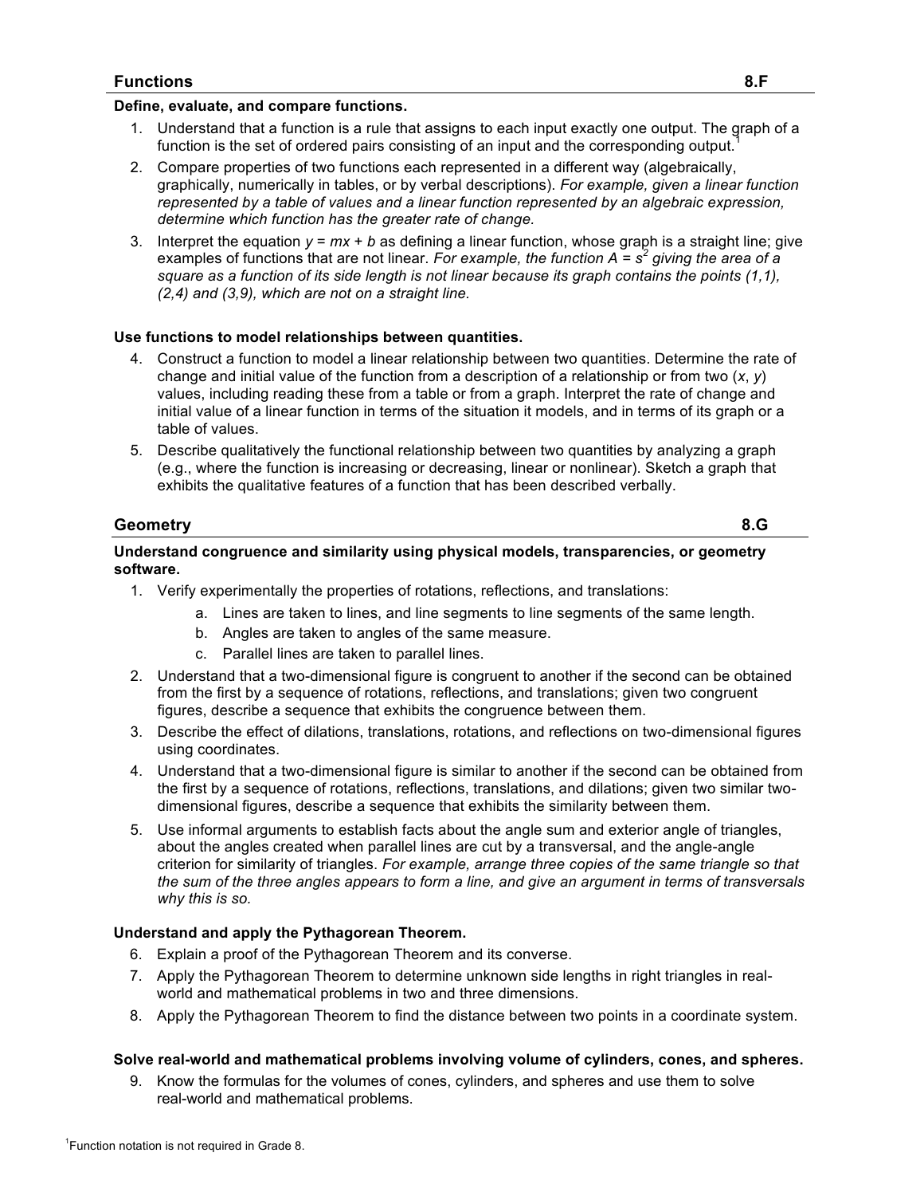## Functions **8.F**

**Define, evaluate, and compare functions.**

1. Understand that a function is a rule that assigns to each input exactly one output. The graph of a function is the set of ordered pairs consisting of an input and the corresponding output.[1]
2. Compare properties of two functions each represented in a different way (algebraically, graphically, numerically in tables, or by verbal descriptions). *For example, given a linear function represented by a table of values and a linear function represented by an algebraic expression, determine which function has the greater rate of change.*
3. Interpret the equation $y = mx + b$ as defining a linear function, whose graph is a straight line; give examples of functions that are not linear. *For example, the function $A = s^2$ giving the area of a square as a function of its side length is not linear because its graph contains the points (1,1), (2,4) and (3,9), which are not on a straight line.*

**Use functions to model relationships between quantities.**

4. Construct a function to model a linear relationship between two quantities. Determine the rate of change and initial value of the function from a description of a relationship or from two ($x$, $y$) values, including reading these from a table or from a graph. Interpret the rate of change and initial value of a linear function in terms of the situation it models, and in terms of its graph or a table of values.
5. Describe qualitatively the functional relationship between two quantities by analyzing a graph (e.g., where the function is increasing or decreasing, linear or nonlinear). Sketch a graph that exhibits the qualitative features of a function that has been described verbally.

## Geometry **8.G**

**Understand congruence and similarity using physical models, transparencies, or geometry software.**

1. Verify experimentally the properties of rotations, reflections, and translations:
   a. Lines are taken to lines, and line segments to line segments of the same length.
   b. Angles are taken to angles of the same measure.
   c. Parallel lines are taken to parallel lines.
2. Understand that a two-dimensional figure is congruent to another if the second can be obtained from the first by a sequence of rotations, reflections, and translations; given two congruent figures, describe a sequence that exhibits the congruence between them.
3. Describe the effect of dilations, translations, rotations, and reflections on two-dimensional figures using coordinates.
4. Understand that a two-dimensional figure is similar to another if the second can be obtained from the first by a sequence of rotations, reflections, translations, and dilations; given two similar two-dimensional figures, describe a sequence that exhibits the similarity between them.
5. Use informal arguments to establish facts about the angle sum and exterior angle of triangles, about the angles created when parallel lines are cut by a transversal, and the angle-angle criterion for similarity of triangles. *For example, arrange three copies of the same triangle so that the sum of the three angles appears to form a line, and give an argument in terms of transversals why this is so.*

**Understand and apply the Pythagorean Theorem.**

6. Explain a proof of the Pythagorean Theorem and its converse.
7. Apply the Pythagorean Theorem to determine unknown side lengths in right triangles in real-world and mathematical problems in two and three dimensions.
8. Apply the Pythagorean Theorem to find the distance between two points in a coordinate system.

**Solve real-world and mathematical problems involving volume of cylinders, cones, and spheres.**

9. Know the formulas for the volumes of cones, cylinders, and spheres and use them to solve real-world and mathematical problems.

[1]Function notation is not required in Grade 8.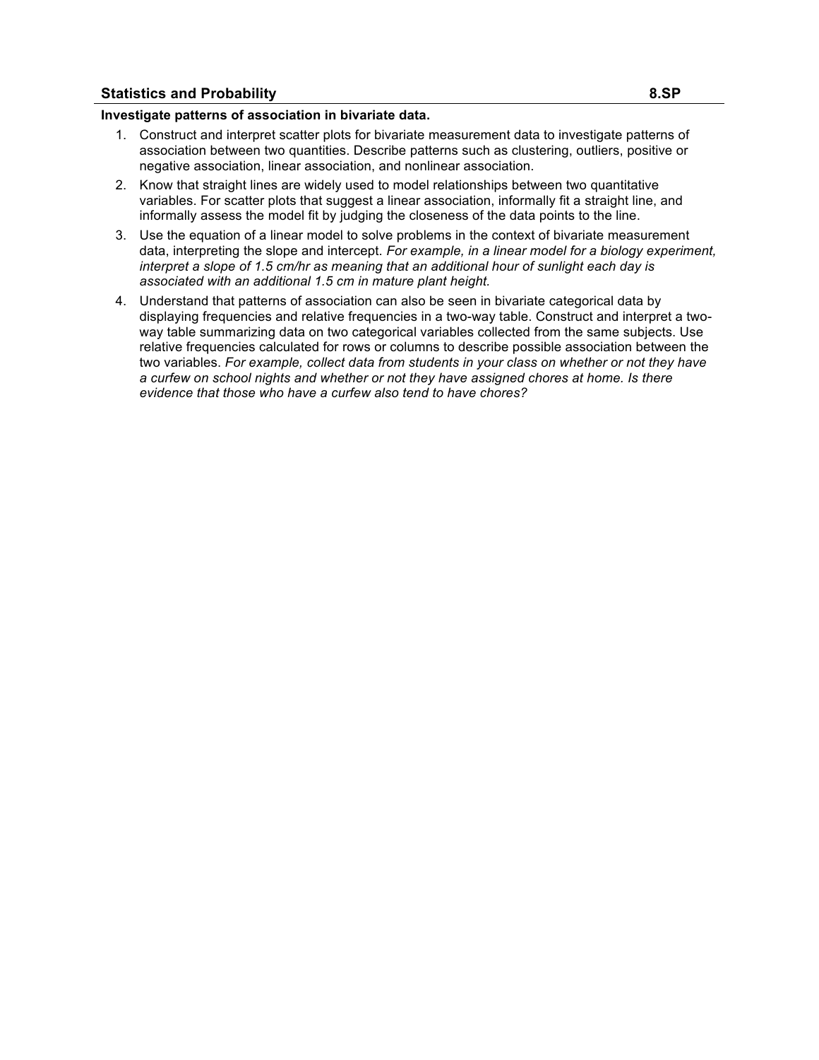**Statistics and Probability** **8.SP**

**Investigate patterns of association in bivariate data.**

1. Construct and interpret scatter plots for bivariate measurement data to investigate patterns of association between two quantities. Describe patterns such as clustering, outliers, positive or negative association, linear association, and nonlinear association.
2. Know that straight lines are widely used to model relationships between two quantitative variables. For scatter plots that suggest a linear association, informally fit a straight line, and informally assess the model fit by judging the closeness of the data points to the line.
3. Use the equation of a linear model to solve problems in the context of bivariate measurement data, interpreting the slope and intercept. *For example, in a linear model for a biology experiment, interpret a slope of 1.5 cm/hr as meaning that an additional hour of sunlight each day is associated with an additional 1.5 cm in mature plant height.*
4. Understand that patterns of association can also be seen in bivariate categorical data by displaying frequencies and relative frequencies in a two-way table. Construct and interpret a two-way table summarizing data on two categorical variables collected from the same subjects. Use relative frequencies calculated for rows or columns to describe possible association between the two variables. *For example, collect data from students in your class on whether or not they have a curfew on school nights and whether or not they have assigned chores at home. Is there evidence that those who have a curfew also tend to have chores?*